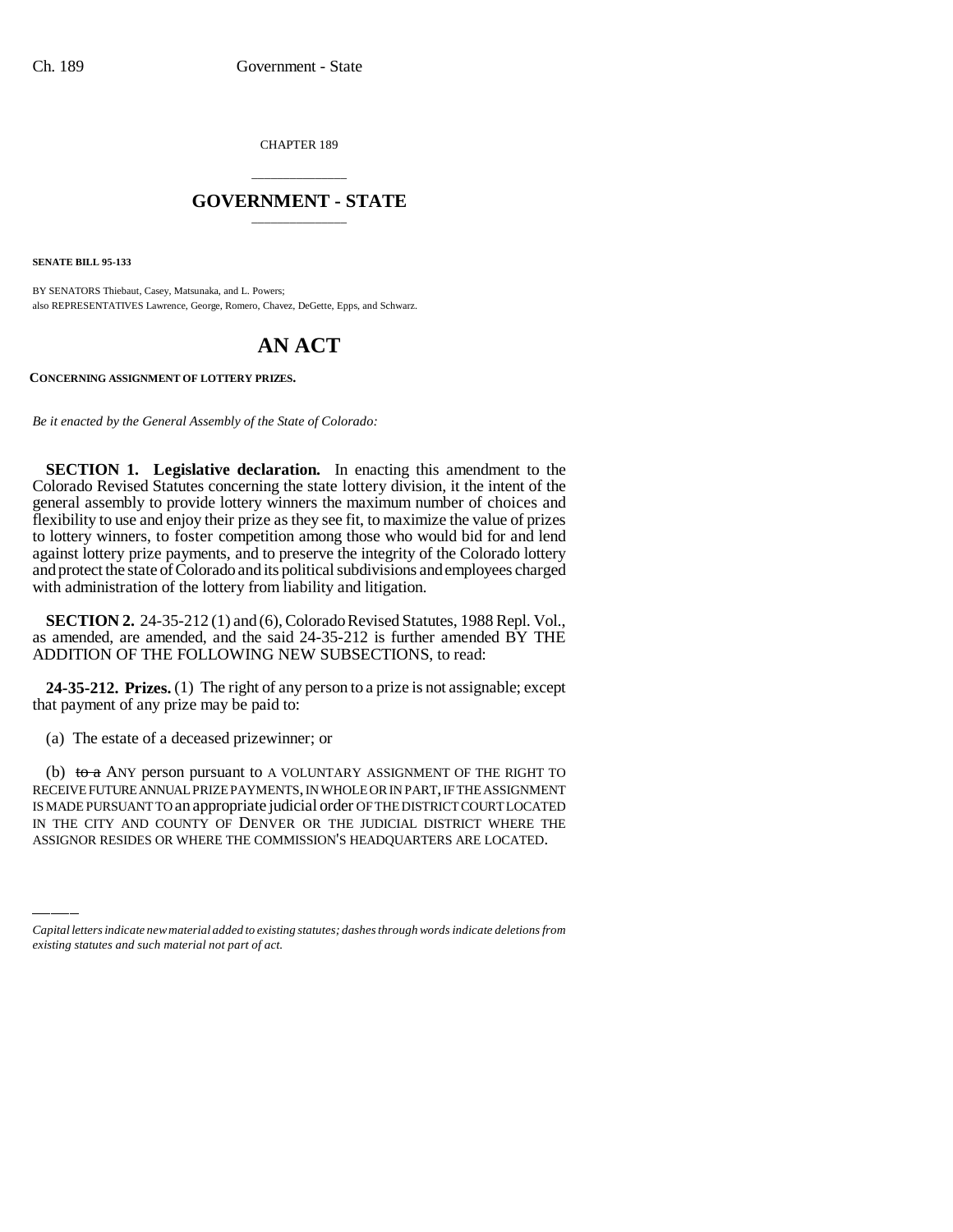CHAPTER 189

# GOVERNMENT - STATE

**SENATE BILL 95-133**

BY SENATORS Thiebaut, Casey, Matsunaka, and L. Powers;
also REPRESENTATIVES Lawrence, George, Romero, Chavez, DeGette, Epps, and Schwarz.

# AN ACT

**CONCERNING ASSIGNMENT OF LOTTERY PRIZES.**

*Be it enacted by the General Assembly of the State of Colorado:*

**SECTION 1. Legislative declaration.** In enacting this amendment to the Colorado Revised Statutes concerning the state lottery division, it the intent of the general assembly to provide lottery winners the maximum number of choices and flexibility to use and enjoy their prize as they see fit, to maximize the value of prizes to lottery winners, to foster competition among those who would bid for and lend against lottery prize payments, and to preserve the integrity of the Colorado lottery and protect the state of Colorado and its political subdivisions and employees charged with administration of the lottery from liability and litigation.

**SECTION 2.** 24-35-212 (1) and (6), Colorado Revised Statutes, 1988 Repl. Vol., as amended, are amended, and the said 24-35-212 is further amended BY THE ADDITION OF THE FOLLOWING NEW SUBSECTIONS, to read:

**24-35-212. Prizes.** (1) The right of any person to a prize is not assignable; except that payment of any prize may be paid to:

(a) The estate of a deceased prizewinner; or

(b) ~~to a~~ ANY person pursuant to A VOLUNTARY ASSIGNMENT OF THE RIGHT TO RECEIVE FUTURE ANNUAL PRIZE PAYMENTS, IN WHOLE OR IN PART, IF THE ASSIGNMENT IS MADE PURSUANT TO an appropriate judicial order OF THE DISTRICT COURT LOCATED IN THE CITY AND COUNTY OF DENVER OR THE JUDICIAL DISTRICT WHERE THE ASSIGNOR RESIDES OR WHERE THE COMMISSION'S HEADQUARTERS ARE LOCATED.

*Capital letters indicate new material added to existing statutes; dashes through words indicate deletions from existing statutes and such material not part of act.*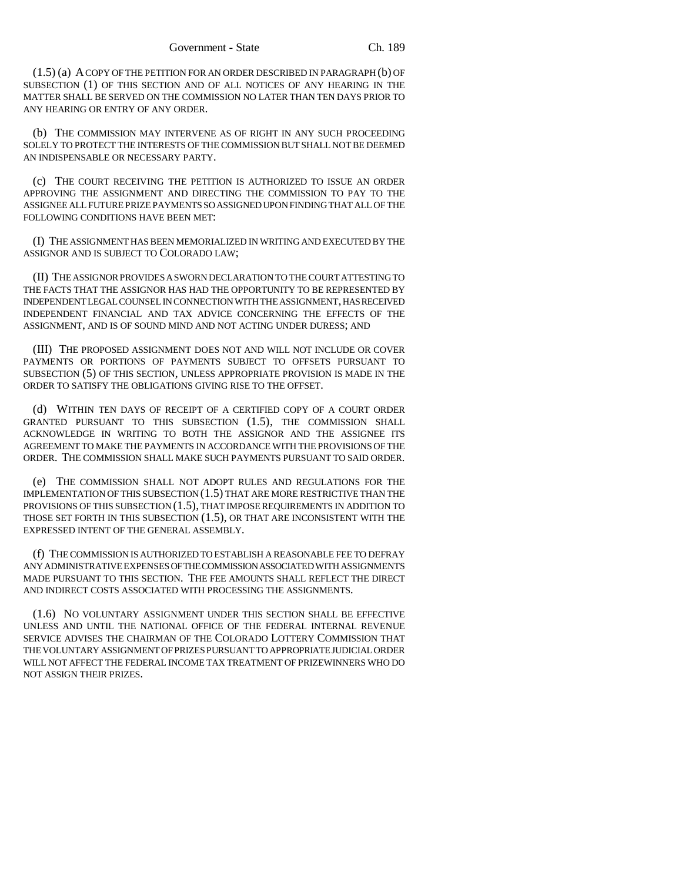(1.5) (a) A COPY OF THE PETITION FOR AN ORDER DESCRIBED IN PARAGRAPH (b) OF SUBSECTION (1) OF THIS SECTION AND OF ALL NOTICES OF ANY HEARING IN THE MATTER SHALL BE SERVED ON THE COMMISSION NO LATER THAN TEN DAYS PRIOR TO ANY HEARING OR ENTRY OF ANY ORDER.

(b) THE COMMISSION MAY INTERVENE AS OF RIGHT IN ANY SUCH PROCEEDING SOLELY TO PROTECT THE INTERESTS OF THE COMMISSION BUT SHALL NOT BE DEEMED AN INDISPENSABLE OR NECESSARY PARTY.

(c) THE COURT RECEIVING THE PETITION IS AUTHORIZED TO ISSUE AN ORDER APPROVING THE ASSIGNMENT AND DIRECTING THE COMMISSION TO PAY TO THE ASSIGNEE ALL FUTURE PRIZE PAYMENTS SO ASSIGNED UPON FINDING THAT ALL OF THE FOLLOWING CONDITIONS HAVE BEEN MET:

(I) THE ASSIGNMENT HAS BEEN MEMORIALIZED IN WRITING AND EXECUTED BY THE ASSIGNOR AND IS SUBJECT TO COLORADO LAW;

(II) THE ASSIGNOR PROVIDES A SWORN DECLARATION TO THE COURT ATTESTING TO THE FACTS THAT THE ASSIGNOR HAS HAD THE OPPORTUNITY TO BE REPRESENTED BY INDEPENDENT LEGAL COUNSEL IN CONNECTION WITH THE ASSIGNMENT, HAS RECEIVED INDEPENDENT FINANCIAL AND TAX ADVICE CONCERNING THE EFFECTS OF THE ASSIGNMENT, AND IS OF SOUND MIND AND NOT ACTING UNDER DURESS; AND

(III) THE PROPOSED ASSIGNMENT DOES NOT AND WILL NOT INCLUDE OR COVER PAYMENTS OR PORTIONS OF PAYMENTS SUBJECT TO OFFSETS PURSUANT TO SUBSECTION (5) OF THIS SECTION, UNLESS APPROPRIATE PROVISION IS MADE IN THE ORDER TO SATISFY THE OBLIGATIONS GIVING RISE TO THE OFFSET.

(d) WITHIN TEN DAYS OF RECEIPT OF A CERTIFIED COPY OF A COURT ORDER GRANTED PURSUANT TO THIS SUBSECTION (1.5), THE COMMISSION SHALL ACKNOWLEDGE IN WRITING TO BOTH THE ASSIGNOR AND THE ASSIGNEE ITS AGREEMENT TO MAKE THE PAYMENTS IN ACCORDANCE WITH THE PROVISIONS OF THE ORDER. THE COMMISSION SHALL MAKE SUCH PAYMENTS PURSUANT TO SAID ORDER.

(e) THE COMMISSION SHALL NOT ADOPT RULES AND REGULATIONS FOR THE IMPLEMENTATION OF THIS SUBSECTION (1.5) THAT ARE MORE RESTRICTIVE THAN THE PROVISIONS OF THIS SUBSECTION (1.5), THAT IMPOSE REQUIREMENTS IN ADDITION TO THOSE SET FORTH IN THIS SUBSECTION (1.5), OR THAT ARE INCONSISTENT WITH THE EXPRESSED INTENT OF THE GENERAL ASSEMBLY.

(f) THE COMMISSION IS AUTHORIZED TO ESTABLISH A REASONABLE FEE TO DEFRAY ANY ADMINISTRATIVE EXPENSES OF THE COMMISSION ASSOCIATED WITH ASSIGNMENTS MADE PURSUANT TO THIS SECTION. THE FEE AMOUNTS SHALL REFLECT THE DIRECT AND INDIRECT COSTS ASSOCIATED WITH PROCESSING THE ASSIGNMENTS.

(1.6) NO VOLUNTARY ASSIGNMENT UNDER THIS SECTION SHALL BE EFFECTIVE UNLESS AND UNTIL THE NATIONAL OFFICE OF THE FEDERAL INTERNAL REVENUE SERVICE ADVISES THE CHAIRMAN OF THE COLORADO LOTTERY COMMISSION THAT THE VOLUNTARY ASSIGNMENT OF PRIZES PURSUANT TO APPROPRIATE JUDICIAL ORDER WILL NOT AFFECT THE FEDERAL INCOME TAX TREATMENT OF PRIZEWINNERS WHO DO NOT ASSIGN THEIR PRIZES.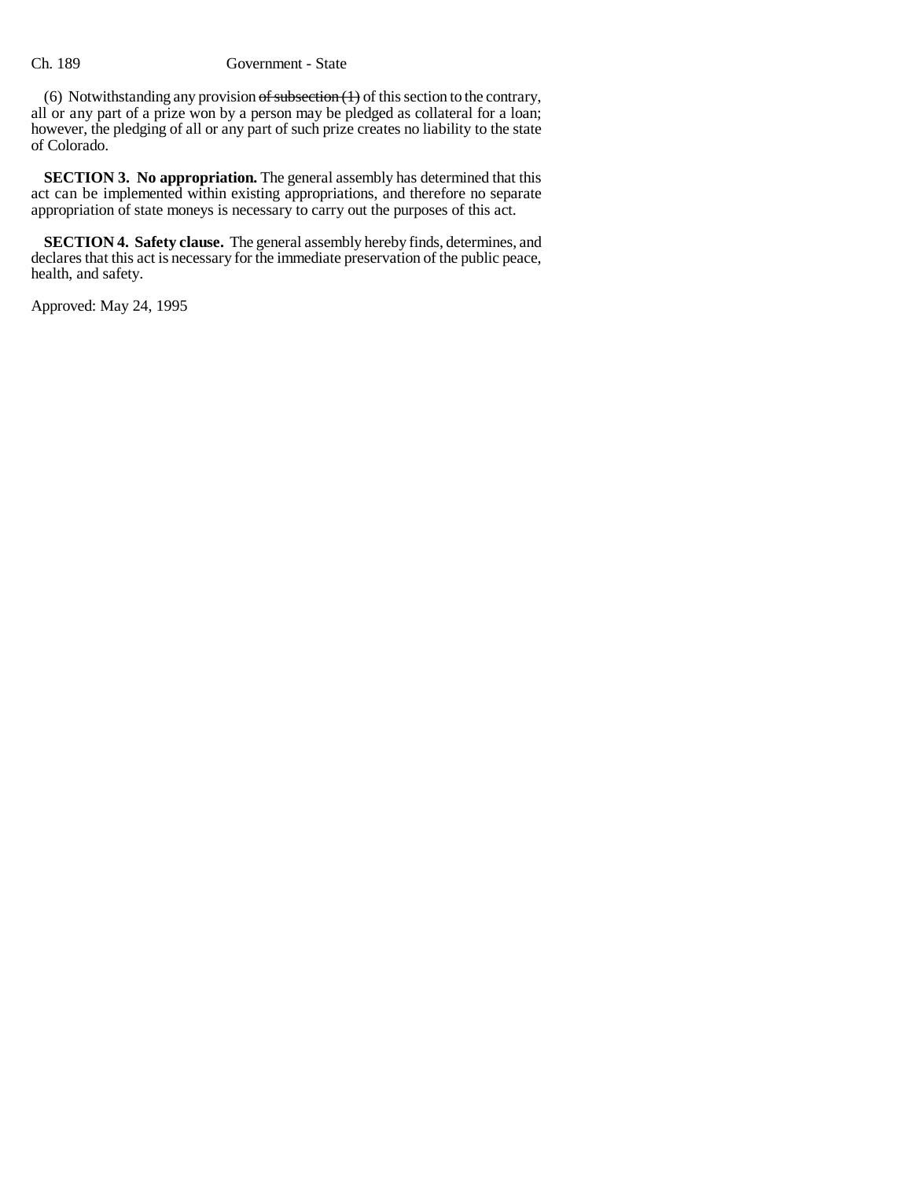(6) Notwithstanding any provision ~~of subsection (1)~~ of this section to the contrary, all or any part of a prize won by a person may be pledged as collateral for a loan; however, the pledging of all or any part of such prize creates no liability to the state of Colorado.

**SECTION 3. No appropriation.** The general assembly has determined that this act can be implemented within existing appropriations, and therefore no separate appropriation of state moneys is necessary to carry out the purposes of this act.

**SECTION 4. Safety clause.** The general assembly hereby finds, determines, and declares that this act is necessary for the immediate preservation of the public peace, health, and safety.

Approved: May 24, 1995